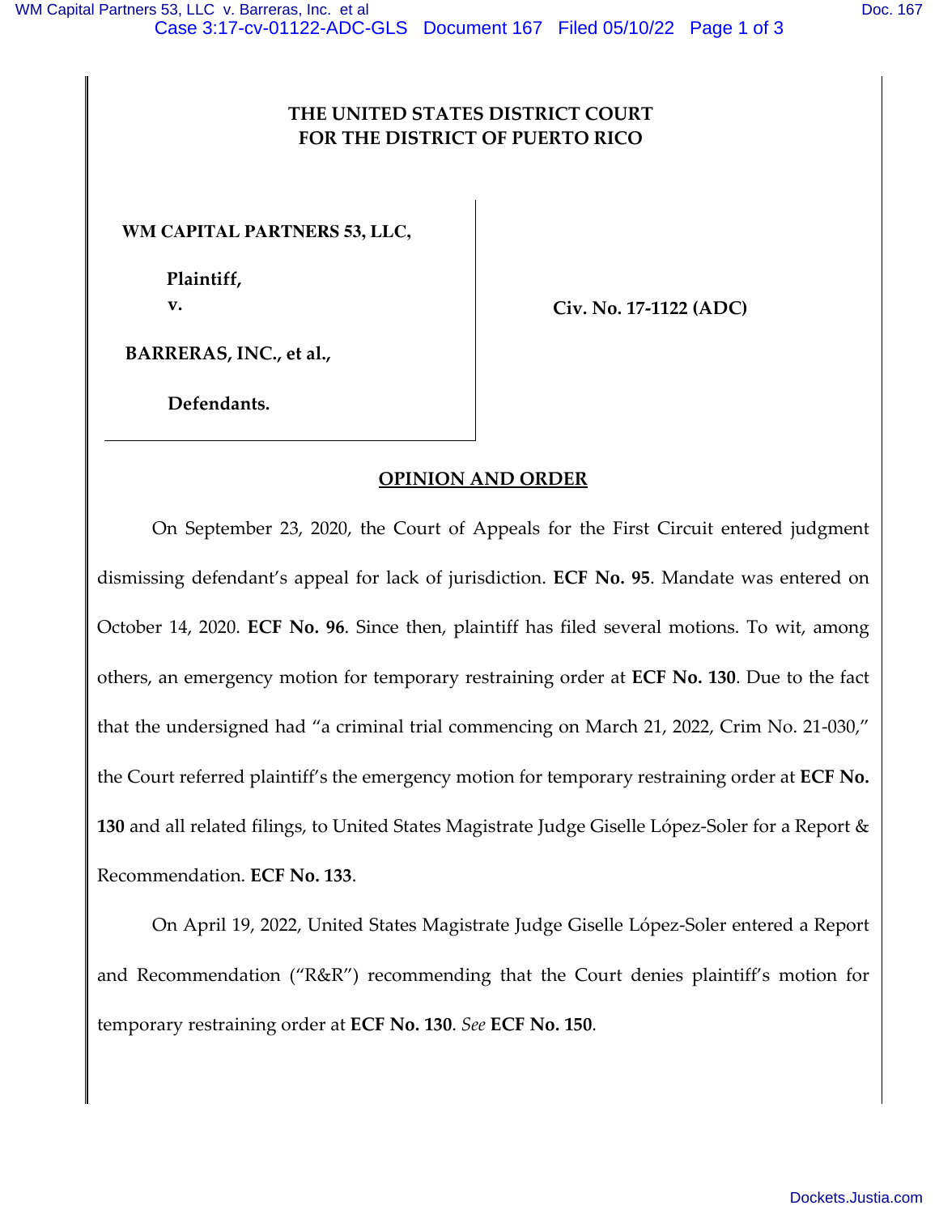# THE UNITED STATES DISTRICT COURT
# FOR THE DISTRICT OF PUERTO RICO

**WM CAPITAL PARTNERS 53, LLC,**

**Plaintiff,**

**v.**

**BARRERAS, INC., et al.,**

**Defendants.**

**Civ. No. 17-1122 (ADC)**

## OPINION AND ORDER

On September 23, 2020, the Court of Appeals for the First Circuit entered judgment dismissing defendant's appeal for lack of jurisdiction. **ECF No. 95**. Mandate was entered on October 14, 2020. **ECF No. 96**. Since then, plaintiff has filed several motions. To wit, among others, an emergency motion for temporary restraining order at **ECF No. 130**. Due to the fact that the undersigned had "a criminal trial commencing on March 21, 2022, Crim No. 21-030," the Court referred plaintiff's the emergency motion for temporary restraining order at **ECF No. 130** and all related filings, to United States Magistrate Judge Giselle López-Soler for a Report & Recommendation. **ECF No. 133**.

On April 19, 2022, United States Magistrate Judge Giselle López-Soler entered a Report and Recommendation ("R&R") recommending that the Court denies plaintiff's motion for temporary restraining order at **ECF No. 130**. *See* **ECF No. 150**.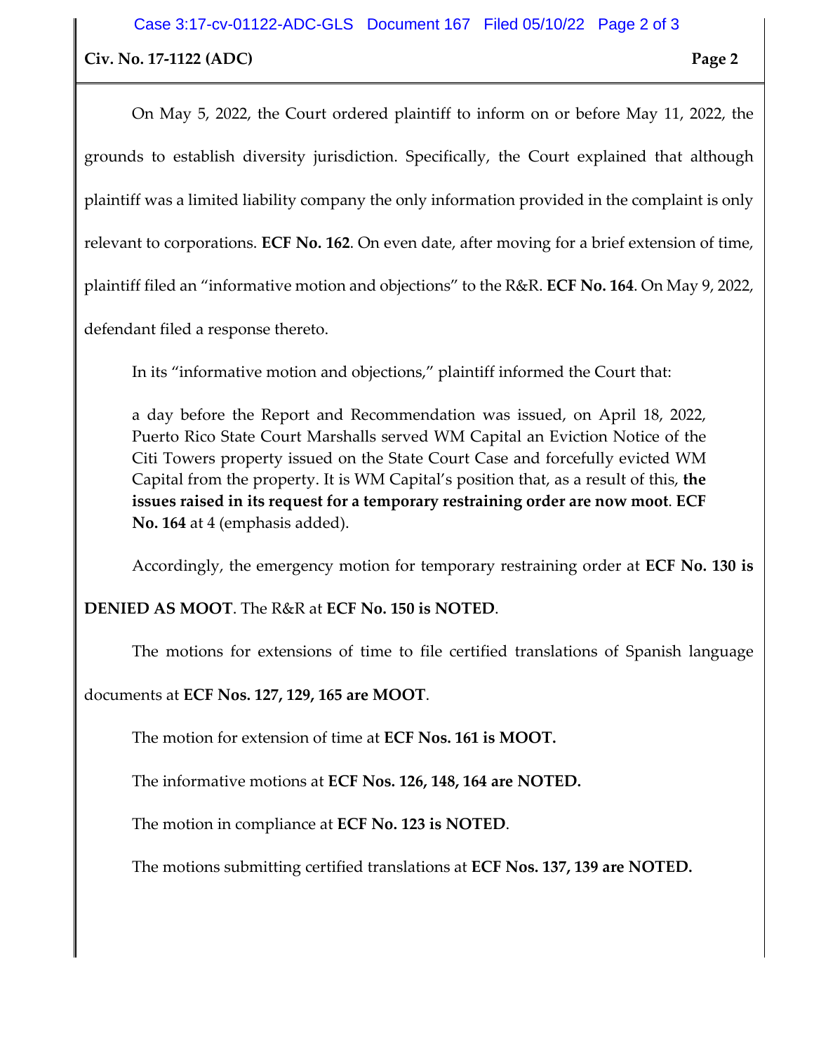On May 5, 2022, the Court ordered plaintiff to inform on or before May 11, 2022, the grounds to establish diversity jurisdiction. Specifically, the Court explained that although plaintiff was a limited liability company the only information provided in the complaint is only relevant to corporations. **ECF No. 162**. On even date, after moving for a brief extension of time, plaintiff filed an "informative motion and objections" to the R&R. **ECF No. 164**. On May 9, 2022, defendant filed a response thereto.

In its "informative motion and objections," plaintiff informed the Court that:

> a day before the Report and Recommendation was issued, on April 18, 2022, Puerto Rico State Court Marshalls served WM Capital an Eviction Notice of the Citi Towers property issued on the State Court Case and forcefully evicted WM Capital from the property. It is WM Capital's position that, as a result of this, **the issues raised in its request for a temporary restraining order are now moot**. **ECF No. 164** at 4 (emphasis added).

Accordingly, the emergency motion for temporary restraining order at **ECF No. 130 is DENIED AS MOOT**. The R&R at **ECF No. 150 is NOTED**.

The motions for extensions of time to file certified translations of Spanish language documents at **ECF Nos. 127, 129, 165 are MOOT**.

The motion for extension of time at **ECF Nos. 161 is MOOT.**

The informative motions at **ECF Nos. 126, 148, 164 are NOTED.**

The motion in compliance at **ECF No. 123 is NOTED**.

The motions submitting certified translations at **ECF Nos. 137, 139 are NOTED.**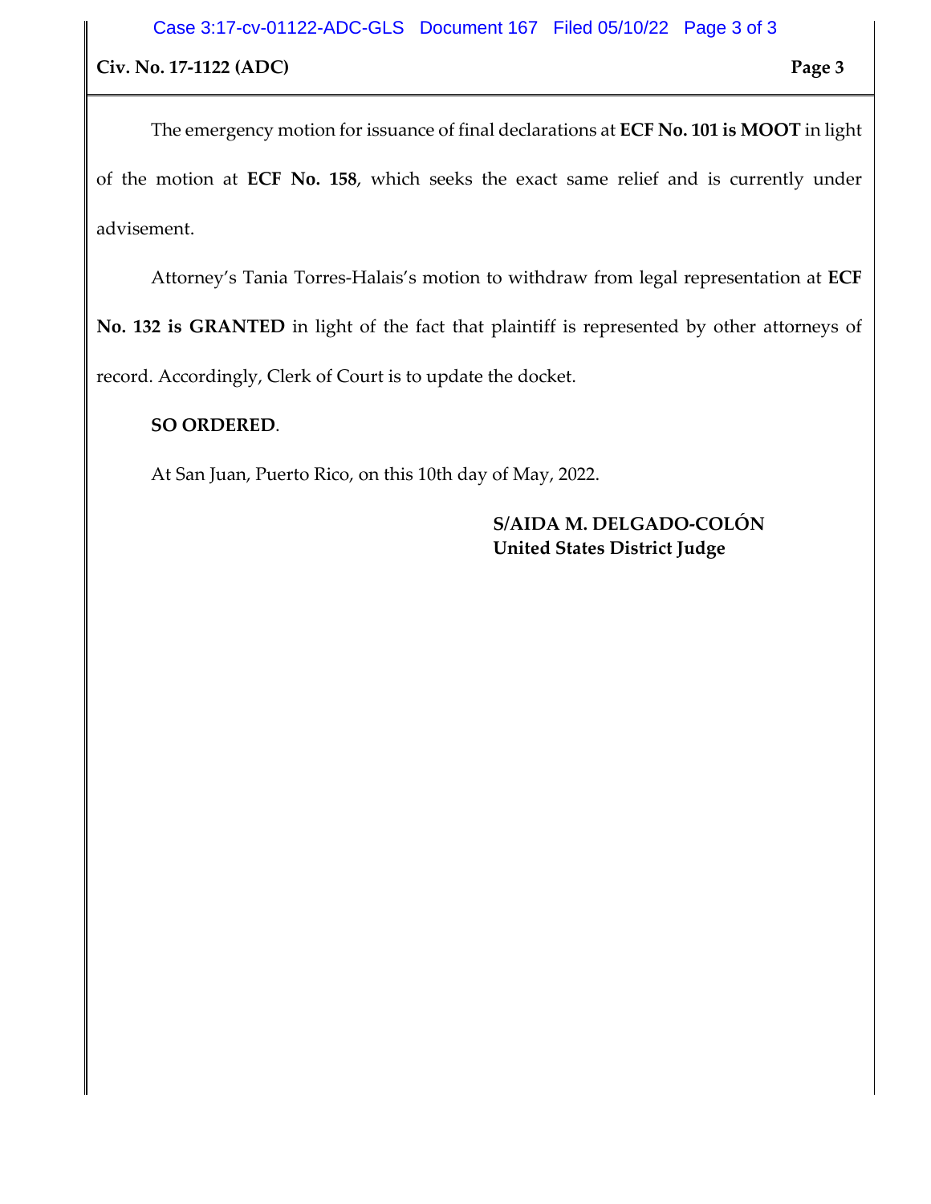The emergency motion for issuance of final declarations at **ECF No. 101 is MOOT** in light of the motion at **ECF No. 158**, which seeks the exact same relief and is currently under advisement.

Attorney's Tania Torres-Halais's motion to withdraw from legal representation at **ECF No. 132 is GRANTED** in light of the fact that plaintiff is represented by other attorneys of record. Accordingly, Clerk of Court is to update the docket.

**SO ORDERED**.

At San Juan, Puerto Rico, on this 10th day of May, 2022.

**S/AIDA M. DELGADO-COLÓN**
**United States District Judge**